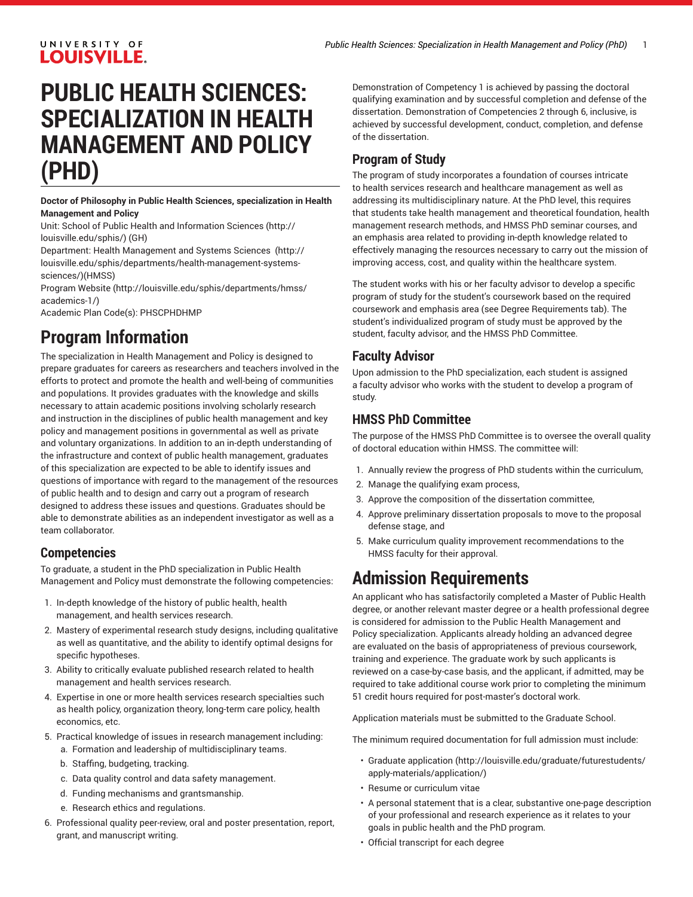# PUBLIC HEALTH SCIENCES: SPECIALIZATION IN HEALTH MANAGEMENT AND POLICY (PHD)

**Doctor of Philosophy in Public Health Sciences, specialization in Health Management and Policy**

Unit: School of Public Health and Information Sciences (http://louisville.edu/sphis/) (GH)

Department: Health Management and Systems Sciences (http://louisville.edu/sphis/departments/health-management-systems-sciences/)(HMSS)

Program Website (http://louisville.edu/sphis/departments/hmss/academics-1/)

Academic Plan Code(s): PHSCPHDHMP

# Program Information

The specialization in Health Management and Policy is designed to prepare graduates for careers as researchers and teachers involved in the efforts to protect and promote the health and well-being of communities and populations. It provides graduates with the knowledge and skills necessary to attain academic positions involving scholarly research and instruction in the disciplines of public health management and key policy and management positions in governmental as well as private and voluntary organizations. In addition to an in-depth understanding of the infrastructure and context of public health management, graduates of this specialization are expected to be able to identify issues and questions of importance with regard to the management of the resources of public health and to design and carry out a program of research designed to address these issues and questions. Graduates should be able to demonstrate abilities as an independent investigator as well as a team collaborator.

## Competencies

To graduate, a student in the PhD specialization in Public Health Management and Policy must demonstrate the following competencies:

1. In-depth knowledge of the history of public health, health management, and health services research.
2. Mastery of experimental research study designs, including qualitative as well as quantitative, and the ability to identify optimal designs for specific hypotheses.
3. Ability to critically evaluate published research related to health management and health services research.
4. Expertise in one or more health services research specialties such as health policy, organization theory, long-term care policy, health economics, etc.
5. Practical knowledge of issues in research management including:
   a. Formation and leadership of multidisciplinary teams.
   b. Staffing, budgeting, tracking.
   c. Data quality control and data safety management.
   d. Funding mechanisms and grantsmanship.
   e. Research ethics and regulations.
6. Professional quality peer-review, oral and poster presentation, report, grant, and manuscript writing.

Demonstration of Competency 1 is achieved by passing the doctoral qualifying examination and by successful completion and defense of the dissertation. Demonstration of Competencies 2 through 6, inclusive, is achieved by successful development, conduct, completion, and defense of the dissertation.

## Program of Study

The program of study incorporates a foundation of courses intricate to health services research and healthcare management as well as addressing its multidisciplinary nature. At the PhD level, this requires that students take health management and theoretical foundation, health management research methods, and HMSS PhD seminar courses, and an emphasis area related to providing in-depth knowledge related to effectively managing the resources necessary to carry out the mission of improving access, cost, and quality within the healthcare system.

The student works with his or her faculty advisor to develop a specific program of study for the student's coursework based on the required coursework and emphasis area (see Degree Requirements tab). The student's individualized program of study must be approved by the student, faculty advisor, and the HMSS PhD Committee.

## Faculty Advisor

Upon admission to the PhD specialization, each student is assigned a faculty advisor who works with the student to develop a program of study.

## HMSS PhD Committee

The purpose of the HMSS PhD Committee is to oversee the overall quality of doctoral education within HMSS. The committee will:

1. Annually review the progress of PhD students within the curriculum,
2. Manage the qualifying exam process,
3. Approve the composition of the dissertation committee,
4. Approve preliminary dissertation proposals to move to the proposal defense stage, and
5. Make curriculum quality improvement recommendations to the HMSS faculty for their approval.

# Admission Requirements

An applicant who has satisfactorily completed a Master of Public Health degree, or another relevant master degree or a health professional degree is considered for admission to the Public Health Management and Policy specialization. Applicants already holding an advanced degree are evaluated on the basis of appropriateness of previous coursework, training and experience. The graduate work by such applicants is reviewed on a case-by-case basis, and the applicant, if admitted, may be required to take additional course work prior to completing the minimum 51 credit hours required for post-master's doctoral work.

Application materials must be submitted to the Graduate School.

The minimum required documentation for full admission must include:

- Graduate application (http://louisville.edu/graduate/futurestudents/apply-materials/application/)
- Resume or curriculum vitae
- A personal statement that is a clear, substantive one-page description of your professional and research experience as it relates to your goals in public health and the PhD program.
- Official transcript for each degree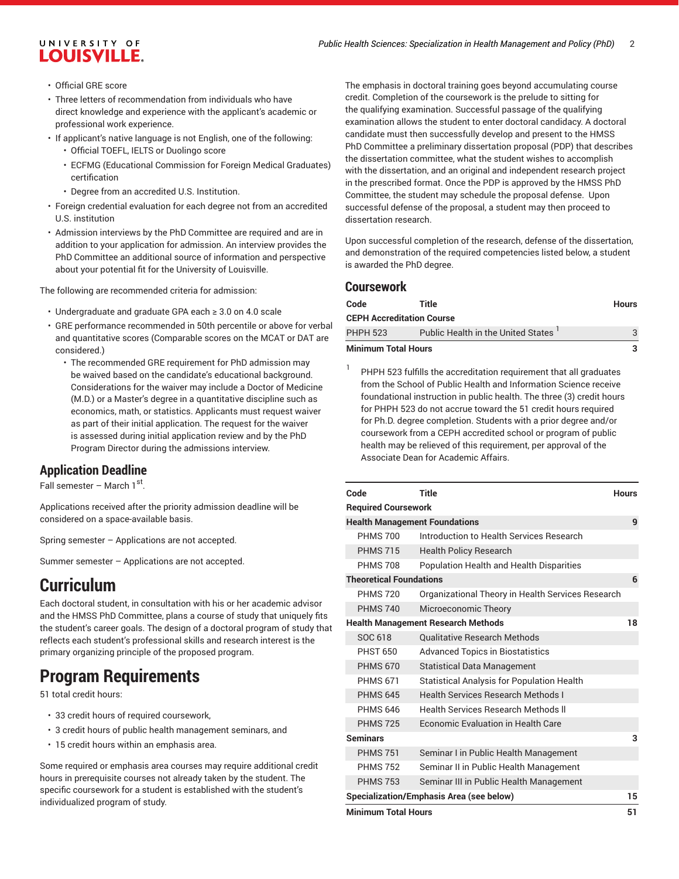- Official GRE score
- Three letters of recommendation from individuals who have direct knowledge and experience with the applicant's academic or professional work experience.
- If applicant's native language is not English, one of the following:
  - Official TOEFL, IELTS or Duolingo score
  - ECFMG (Educational Commission for Foreign Medical Graduates) certification
  - Degree from an accredited U.S. Institution.
- Foreign credential evaluation for each degree not from an accredited U.S. institution
- Admission interviews by the PhD Committee are required and are in addition to your application for admission. An interview provides the PhD Committee an additional source of information and perspective about your potential fit for the University of Louisville.

The following are recommended criteria for admission:

- Undergraduate and graduate GPA each ≥ 3.0 on 4.0 scale
- GRE performance recommended in 50th percentile or above for verbal and quantitative scores (Comparable scores on the MCAT or DAT are considered.)
  - The recommended GRE requirement for PhD admission may be waived based on the candidate's educational background. Considerations for the waiver may include a Doctor of Medicine (M.D.) or a Master's degree in a quantitative discipline such as economics, math, or statistics. Applicants must request waiver as part of their initial application. The request for the waiver is assessed during initial application review and by the PhD Program Director during the admissions interview.

## Application Deadline

Fall semester – March 1st.

Applications received after the priority admission deadline will be considered on a space-available basis.

Spring semester – Applications are not accepted.

Summer semester – Applications are not accepted.

# Curriculum

Each doctoral student, in consultation with his or her academic advisor and the HMSS PhD Committee, plans a course of study that uniquely fits the student's career goals. The design of a doctoral program of study that reflects each student's professional skills and research interest is the primary organizing principle of the proposed program.

# Program Requirements

51 total credit hours:

- 33 credit hours of required coursework,
- 3 credit hours of public health management seminars, and
- 15 credit hours within an emphasis area.

Some required or emphasis area courses may require additional credit hours in prerequisite courses not already taken by the student. The specific coursework for a student is established with the student's individualized program of study.

The emphasis in doctoral training goes beyond accumulating course credit. Completion of the coursework is the prelude to sitting for the qualifying examination. Successful passage of the qualifying examination allows the student to enter doctoral candidacy. A doctoral candidate must then successfully develop and present to the HMSS PhD Committee a preliminary dissertation proposal (PDP) that describes the dissertation committee, what the student wishes to accomplish with the dissertation, and an original and independent research project in the prescribed format. Once the PDP is approved by the HMSS PhD Committee, the student may schedule the proposal defense. Upon successful defense of the proposal, a student may then proceed to dissertation research.

Upon successful completion of the research, defense of the dissertation, and demonstration of the required competencies listed below, a student is awarded the PhD degree.

## Coursework

| Code | Title | Hours |
|---|---|---|
| **CEPH Accreditation Course** | | |
| PHPH 523 | Public Health in the United States [1] | 3 |
| **Minimum Total Hours** | | **3** |

[1] PHPH 523 fulfills the accreditation requirement that all graduates from the School of Public Health and Information Science receive foundational instruction in public health. The three (3) credit hours for PHPH 523 do not accrue toward the 51 credit hours required for Ph.D. degree completion. Students with a prior degree and/or coursework from a CEPH accredited school or program of public health may be relieved of this requirement, per approval of the Associate Dean for Academic Affairs.

| Code | Title | Hours |
|---|---|---|
| **Required Coursework** | | |
| **Health Management Foundations** | | **9** |
| PHMS 700 | Introduction to Health Services Research | |
| PHMS 715 | Health Policy Research | |
| PHMS 708 | Population Health and Health Disparities | |
| **Theoretical Foundations** | | **6** |
| PHMS 720 | Organizational Theory in Health Services Research | |
| PHMS 740 | Microeconomic Theory | |
| **Health Management Research Methods** | | **18** |
| SOC 618 | Qualitative Research Methods | |
| PHST 650 | Advanced Topics in Biostatistics | |
| PHMS 670 | Statistical Data Management | |
| PHMS 671 | Statistical Analysis for Population Health | |
| PHMS 645 | Health Services Research Methods I | |
| PHMS 646 | Health Services Research Methods II | |
| PHMS 725 | Economic Evaluation in Health Care | |
| **Seminars** | | **3** |
| PHMS 751 | Seminar I in Public Health Management | |
| PHMS 752 | Seminar II in Public Health Management | |
| PHMS 753 | Seminar III in Public Health Management | |
| **Specialization/Emphasis Area (see below)** | | **15** |
| **Minimum Total Hours** | | **51** |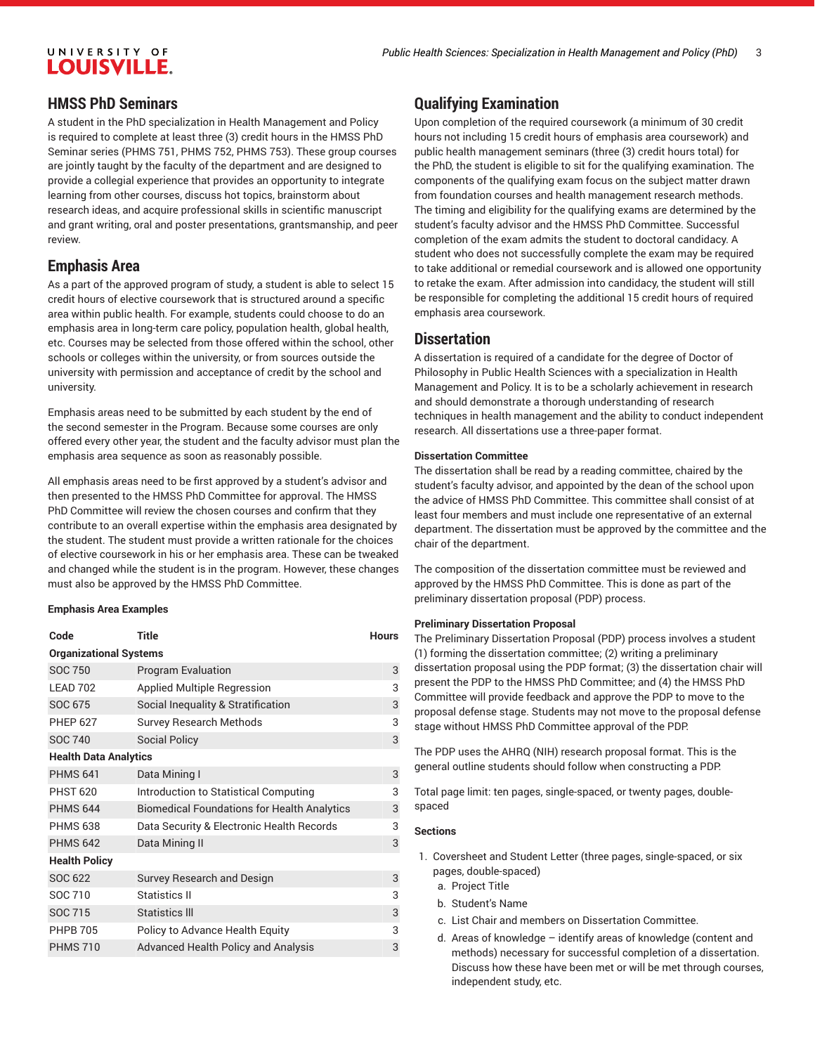## HMSS PhD Seminars

A student in the PhD specialization in Health Management and Policy is required to complete at least three (3) credit hours in the HMSS PhD Seminar series (PHMS 751, PHMS 752, PHMS 753). These group courses are jointly taught by the faculty of the department and are designed to provide a collegial experience that provides an opportunity to integrate learning from other courses, discuss hot topics, brainstorm about research ideas, and acquire professional skills in scientific manuscript and grant writing, oral and poster presentations, grantsmanship, and peer review.

## Emphasis Area

As a part of the approved program of study, a student is able to select 15 credit hours of elective coursework that is structured around a specific area within public health. For example, students could choose to do an emphasis area in long-term care policy, population health, global health, etc. Courses may be selected from those offered within the school, other schools or colleges within the university, or from sources outside the university with permission and acceptance of credit by the school and university.

Emphasis areas need to be submitted by each student by the end of the second semester in the Program. Because some courses are only offered every other year, the student and the faculty advisor must plan the emphasis area sequence as soon as reasonably possible.

All emphasis areas need to be first approved by a student's advisor and then presented to the HMSS PhD Committee for approval. The HMSS PhD Committee will review the chosen courses and confirm that they contribute to an overall expertise within the emphasis area designated by the student. The student must provide a written rationale for the choices of elective coursework in his or her emphasis area. These can be tweaked and changed while the student is in the program. However, these changes must also be approved by the HMSS PhD Committee.

#### Emphasis Area Examples

| Code | Title | Hours |
|---|---|---|
| **Organizational Systems** | | |
| SOC 750 | Program Evaluation | 3 |
| LEAD 702 | Applied Multiple Regression | 3 |
| SOC 675 | Social Inequality & Stratification | 3 |
| PHEP 627 | Survey Research Methods | 3 |
| SOC 740 | Social Policy | 3 |
| **Health Data Analytics** | | |
| PHMS 641 | Data Mining I | 3 |
| PHST 620 | Introduction to Statistical Computing | 3 |
| PHMS 644 | Biomedical Foundations for Health Analytics | 3 |
| PHMS 638 | Data Security & Electronic Health Records | 3 |
| PHMS 642 | Data Mining II | 3 |
| **Health Policy** | | |
| SOC 622 | Survey Research and Design | 3 |
| SOC 710 | Statistics II | 3 |
| SOC 715 | Statistics III | 3 |
| PHPB 705 | Policy to Advance Health Equity | 3 |
| PHMS 710 | Advanced Health Policy and Analysis | 3 |

## Qualifying Examination

Upon completion of the required coursework (a minimum of 30 credit hours not including 15 credit hours of emphasis area coursework) and public health management seminars (three (3) credit hours total) for the PhD, the student is eligible to sit for the qualifying examination. The components of the qualifying exam focus on the subject matter drawn from foundation courses and health management research methods. The timing and eligibility for the qualifying exams are determined by the student's faculty advisor and the HMSS PhD Committee. Successful completion of the exam admits the student to doctoral candidacy. A student who does not successfully complete the exam may be required to take additional or remedial coursework and is allowed one opportunity to retake the exam. After admission into candidacy, the student will still be responsible for completing the additional 15 credit hours of required emphasis area coursework.

## Dissertation

A dissertation is required of a candidate for the degree of Doctor of Philosophy in Public Health Sciences with a specialization in Health Management and Policy. It is to be a scholarly achievement in research and should demonstrate a thorough understanding of research techniques in health management and the ability to conduct independent research. All dissertations use a three-paper format.

#### Dissertation Committee

The dissertation shall be read by a reading committee, chaired by the student's faculty advisor, and appointed by the dean of the school upon the advice of HMSS PhD Committee. This committee shall consist of at least four members and must include one representative of an external department. The dissertation must be approved by the committee and the chair of the department.

The composition of the dissertation committee must be reviewed and approved by the HMSS PhD Committee. This is done as part of the preliminary dissertation proposal (PDP) process.

#### Preliminary Dissertation Proposal

The Preliminary Dissertation Proposal (PDP) process involves a student (1) forming the dissertation committee; (2) writing a preliminary dissertation proposal using the PDP format; (3) the dissertation chair will present the PDP to the HMSS PhD Committee; and (4) the HMSS PhD Committee will provide feedback and approve the PDP to move to the proposal defense stage. Students may not move to the proposal defense stage without HMSS PhD Committee approval of the PDP.

The PDP uses the AHRQ (NIH) research proposal format. This is the general outline students should follow when constructing a PDP.

Total page limit: ten pages, single-spaced, or twenty pages, double-spaced

#### Sections

1. Coversheet and Student Letter (three pages, single-spaced, or six pages, double-spaced)
   a. Project Title
   b. Student's Name
   c. List Chair and members on Dissertation Committee.
   d. Areas of knowledge – identify areas of knowledge (content and methods) necessary for successful completion of a dissertation. Discuss how these have been met or will be met through courses, independent study, etc.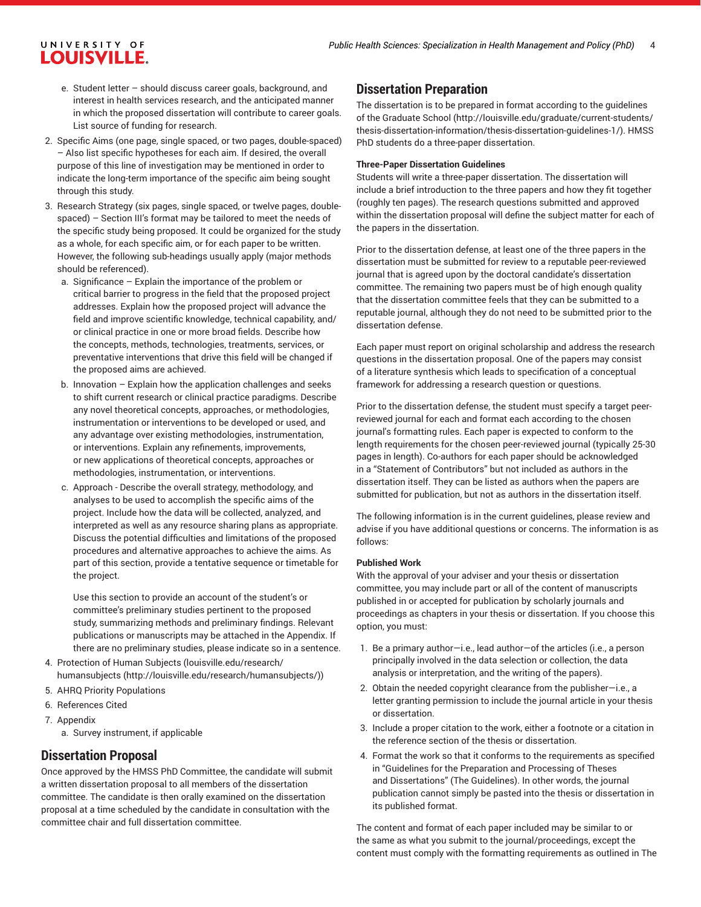e. Student letter – should discuss career goals, background, and interest in health services research, and the anticipated manner in which the proposed dissertation will contribute to career goals. List source of funding for research.

2. Specific Aims (one page, single spaced, or two pages, double-spaced) – Also list specific hypotheses for each aim. If desired, the overall purpose of this line of investigation may be mentioned in order to indicate the long-term importance of the specific aim being sought through this study.
3. Research Strategy (six pages, single spaced, or twelve pages, double-spaced) – Section III's format may be tailored to meet the needs of the specific study being proposed. It could be organized for the study as a whole, for each specific aim, or for each paper to be written. However, the following sub-headings usually apply (major methods should be referenced).
   a. Significance – Explain the importance of the problem or critical barrier to progress in the field that the proposed project addresses. Explain how the proposed project will advance the field and improve scientific knowledge, technical capability, and/or clinical practice in one or more broad fields. Describe how the concepts, methods, technologies, treatments, services, or preventative interventions that drive this field will be changed if the proposed aims are achieved.
   b. Innovation – Explain how the application challenges and seeks to shift current research or clinical practice paradigms. Describe any novel theoretical concepts, approaches, or methodologies, instrumentation or interventions to be developed or used, and any advantage over existing methodologies, instrumentation, or interventions. Explain any refinements, improvements, or new applications of theoretical concepts, approaches or methodologies, instrumentation, or interventions.
   c. Approach - Describe the overall strategy, methodology, and analyses to be used to accomplish the specific aims of the project. Include how the data will be collected, analyzed, and interpreted as well as any resource sharing plans as appropriate. Discuss the potential difficulties and limitations of the proposed procedures and alternative approaches to achieve the aims. As part of this section, provide a tentative sequence or timetable for the project.

      Use this section to provide an account of the student's or committee's preliminary studies pertinent to the proposed study, summarizing methods and preliminary findings. Relevant publications or manuscripts may be attached in the Appendix. If there are no preliminary studies, please indicate so in a sentence.
4. Protection of Human Subjects (louisville.edu/research/humansubjects (http://louisville.edu/research/humansubjects/))
5. AHRQ Priority Populations
6. References Cited
7. Appendix
   a. Survey instrument, if applicable

## Dissertation Proposal

Once approved by the HMSS PhD Committee, the candidate will submit a written dissertation proposal to all members of the dissertation committee. The candidate is then orally examined on the dissertation proposal at a time scheduled by the candidate in consultation with the committee chair and full dissertation committee.

## Dissertation Preparation

The dissertation is to be prepared in format according to the guidelines of the Graduate School (http://louisville.edu/graduate/current-students/thesis-dissertation-information/thesis-dissertation-guidelines-1/). HMSS PhD students do a three-paper dissertation.

**Three-Paper Dissertation Guidelines**

Students will write a three-paper dissertation. The dissertation will include a brief introduction to the three papers and how they fit together (roughly ten pages). The research questions submitted and approved within the dissertation proposal will define the subject matter for each of the papers in the dissertation.

Prior to the dissertation defense, at least one of the three papers in the dissertation must be submitted for review to a reputable peer-reviewed journal that is agreed upon by the doctoral candidate's dissertation committee. The remaining two papers must be of high enough quality that the dissertation committee feels that they can be submitted to a reputable journal, although they do not need to be submitted prior to the dissertation defense.

Each paper must report on original scholarship and address the research questions in the dissertation proposal. One of the papers may consist of a literature synthesis which leads to specification of a conceptual framework for addressing a research question or questions.

Prior to the dissertation defense, the student must specify a target peer-reviewed journal for each and format each according to the chosen journal's formatting rules. Each paper is expected to conform to the length requirements for the chosen peer-reviewed journal (typically 25-30 pages in length). Co-authors for each paper should be acknowledged in a "Statement of Contributors" but not included as authors in the dissertation itself. They can be listed as authors when the papers are submitted for publication, but not as authors in the dissertation itself.

The following information is in the current guidelines, please review and advise if you have additional questions or concerns. The information is as follows:

**Published Work**

With the approval of your adviser and your thesis or dissertation committee, you may include part or all of the content of manuscripts published in or accepted for publication by scholarly journals and proceedings as chapters in your thesis or dissertation. If you choose this option, you must:

1. Be a primary author—i.e., lead author—of the articles (i.e., a person principally involved in the data selection or collection, the data analysis or interpretation, and the writing of the papers).
2. Obtain the needed copyright clearance from the publisher—i.e., a letter granting permission to include the journal article in your thesis or dissertation.
3. Include a proper citation to the work, either a footnote or a citation in the reference section of the thesis or dissertation.
4. Format the work so that it conforms to the requirements as specified in "Guidelines for the Preparation and Processing of Theses and Dissertations" (The Guidelines). In other words, the journal publication cannot simply be pasted into the thesis or dissertation in its published format.

The content and format of each paper included may be similar to or the same as what you submit to the journal/proceedings, except the content must comply with the formatting requirements as outlined in The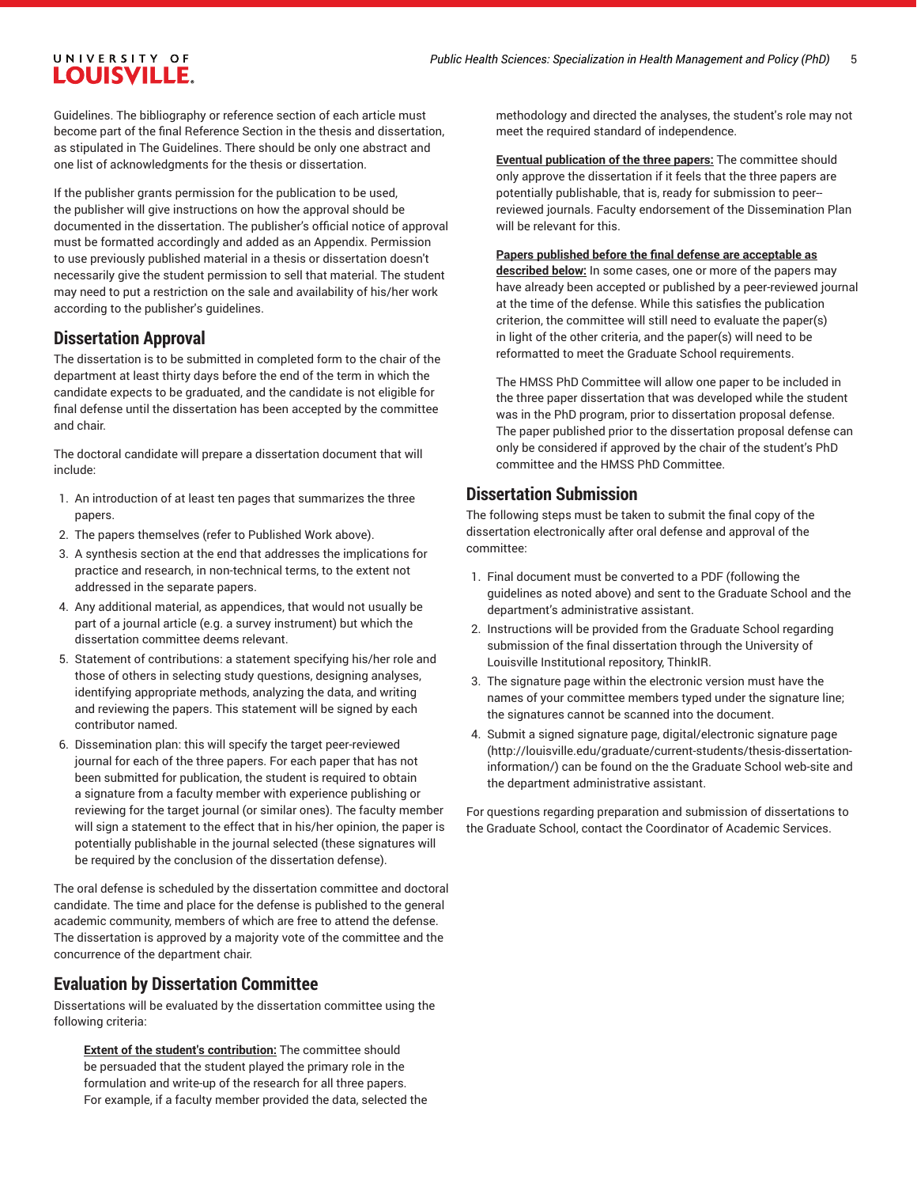Guidelines. The bibliography or reference section of each article must become part of the final Reference Section in the thesis and dissertation, as stipulated in The Guidelines. There should be only one abstract and one list of acknowledgments for the thesis or dissertation.

If the publisher grants permission for the publication to be used, the publisher will give instructions on how the approval should be documented in the dissertation. The publisher's official notice of approval must be formatted accordingly and added as an Appendix. Permission to use previously published material in a thesis or dissertation doesn't necessarily give the student permission to sell that material. The student may need to put a restriction on the sale and availability of his/her work according to the publisher's guidelines.

## Dissertation Approval

The dissertation is to be submitted in completed form to the chair of the department at least thirty days before the end of the term in which the candidate expects to be graduated, and the candidate is not eligible for final defense until the dissertation has been accepted by the committee and chair.

The doctoral candidate will prepare a dissertation document that will include:

1. An introduction of at least ten pages that summarizes the three papers.
2. The papers themselves (refer to Published Work above).
3. A synthesis section at the end that addresses the implications for practice and research, in non-technical terms, to the extent not addressed in the separate papers.
4. Any additional material, as appendices, that would not usually be part of a journal article (e.g. a survey instrument) but which the dissertation committee deems relevant.
5. Statement of contributions: a statement specifying his/her role and those of others in selecting study questions, designing analyses, identifying appropriate methods, analyzing the data, and writing and reviewing the papers. This statement will be signed by each contributor named.
6. Dissemination plan: this will specify the target peer-reviewed journal for each of the three papers. For each paper that has not been submitted for publication, the student is required to obtain a signature from a faculty member with experience publishing or reviewing for the target journal (or similar ones). The faculty member will sign a statement to the effect that in his/her opinion, the paper is potentially publishable in the journal selected (these signatures will be required by the conclusion of the dissertation defense).

The oral defense is scheduled by the dissertation committee and doctoral candidate. The time and place for the defense is published to the general academic community, members of which are free to attend the defense. The dissertation is approved by a majority vote of the committee and the concurrence of the department chair.

## Evaluation by Dissertation Committee

Dissertations will be evaluated by the dissertation committee using the following criteria:

> **Extent of the student's contribution:** The committee should be persuaded that the student played the primary role in the formulation and write-up of the research for all three papers. For example, if a faculty member provided the data, selected the methodology and directed the analyses, the student's role may not meet the required standard of independence.
>
> **Eventual publication of the three papers:** The committee should only approve the dissertation if it feels that the three papers are potentially publishable, that is, ready for submission to peer--reviewed journals. Faculty endorsement of the Dissemination Plan will be relevant for this.
>
> **Papers published before the final defense are acceptable as described below:** In some cases, one or more of the papers may have already been accepted or published by a peer-reviewed journal at the time of the defense. While this satisfies the publication criterion, the committee will still need to evaluate the paper(s) in light of the other criteria, and the paper(s) will need to be reformatted to meet the Graduate School requirements.
>
> The HMSS PhD Committee will allow one paper to be included in the three paper dissertation that was developed while the student was in the PhD program, prior to dissertation proposal defense. The paper published prior to the dissertation proposal defense can only be considered if approved by the chair of the student's PhD committee and the HMSS PhD Committee.

## Dissertation Submission

The following steps must be taken to submit the final copy of the dissertation electronically after oral defense and approval of the committee:

1. Final document must be converted to a PDF (following the guidelines as noted above) and sent to the Graduate School and the department's administrative assistant.
2. Instructions will be provided from the Graduate School regarding submission of the final dissertation through the University of Louisville Institutional repository, ThinkIR.
3. The signature page within the electronic version must have the names of your committee members typed under the signature line; the signatures cannot be scanned into the document.
4. Submit a signed signature page, digital/electronic signature page (http://louisville.edu/graduate/current-students/thesis-dissertation-information/) can be found on the the Graduate School web-site and the department administrative assistant.

For questions regarding preparation and submission of dissertations to the Graduate School, contact the Coordinator of Academic Services.